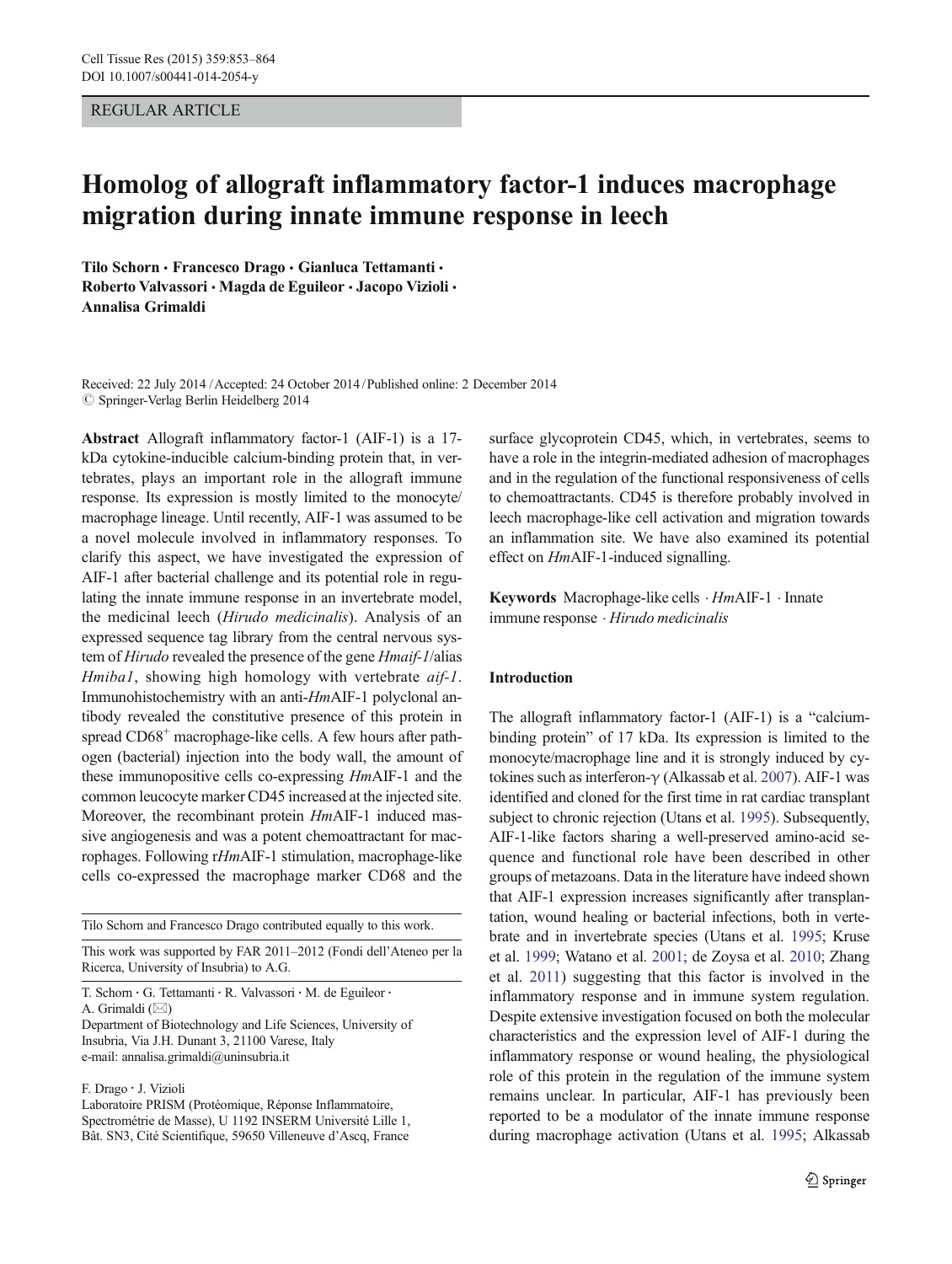REGULAR ARTICLE

# Homolog of allograft inflammatory factor-1 induces macrophage migration during innate immune response in leech

**Tilo Schorn · Francesco Drago · Gianluca Tettamanti · Roberto Valvassori · Magda de Eguileor · Jacopo Vizioli · Annalisa Grimaldi**

Received: 22 July 2014 / Accepted: 24 October 2014 / Published online: 2 December 2014
© Springer-Verlag Berlin Heidelberg 2014

**Abstract** Allograft inflammatory factor-1 (AIF-1) is a 17-kDa cytokine-inducible calcium-binding protein that, in vertebrates, plays an important role in the allograft immune response. Its expression is mostly limited to the monocyte/macrophage lineage. Until recently, AIF-1 was assumed to be a novel molecule involved in inflammatory responses. To clarify this aspect, we have investigated the expression of AIF-1 after bacterial challenge and its potential role in regulating the innate immune response in an invertebrate model, the medicinal leech (*Hirudo medicinalis*). Analysis of an expressed sequence tag library from the central nervous system of *Hirudo* revealed the presence of the gene *Hmaif-1*/alias *Hmiba1*, showing high homology with vertebrate *aif-1*. Immunohistochemistry with an anti-*Hm*AIF-1 polyclonal antibody revealed the constitutive presence of this protein in spread CD68$^{+}$ macrophage-like cells. A few hours after pathogen (bacterial) injection into the body wall, the amount of these immunopositive cells co-expressing *Hm*AIF-1 and the common leucocyte marker CD45 increased at the injected site. Moreover, the recombinant protein *Hm*AIF-1 induced massive angiogenesis and was a potent chemoattractant for macrophages. Following r*Hm*AIF-1 stimulation, macrophage-like cells co-expressed the macrophage marker CD68 and the surface glycoprotein CD45, which, in vertebrates, seems to have a role in the integrin-mediated adhesion of macrophages and in the regulation of the functional responsiveness of cells to chemoattractants. CD45 is therefore probably involved in leech macrophage-like cell activation and migration towards an inflammation site. We have also examined its potential effect on *Hm*AIF-1-induced signalling.

**Keywords** Macrophage-like cells · *Hm*AIF-1 · Innate immune response · *Hirudo medicinalis*

Tilo Schorn and Francesco Drago contributed equally to this work.

This work was supported by FAR 2011–2012 (Fondi dell'Ateneo per la Ricerca, University of Insubria) to A.G.

T. Schorn · G. Tettamanti · R. Valvassori · M. de Eguileor · A. Grimaldi (✉)
Department of Biotechnology and Life Sciences, University of Insubria, Via J.H. Dunant 3, 21100 Varese, Italy
e-mail: annalisa.grimaldi@uninsubria.it

F. Drago · J. Vizioli
Laboratoire PRISM (Protéomique, Réponse Inflammatoire, Spectrométrie de Masse), U 1192 INSERM Université Lille 1, Bât. SN3, Cité Scientifique, 59650 Villeneuve d'Ascq, France

## Introduction

The allograft inflammatory factor-1 (AIF-1) is a "calcium-binding protein" of 17 kDa. Its expression is limited to the monocyte/macrophage line and it is strongly induced by cytokines such as interferon-γ (Alkassab et al. 2007). AIF-1 was identified and cloned for the first time in rat cardiac transplant subject to chronic rejection (Utans et al. 1995). Subsequently, AIF-1-like factors sharing a well-preserved amino-acid sequence and functional role have been described in other groups of metazoans. Data in the literature have indeed shown that AIF-1 expression increases significantly after transplantation, wound healing or bacterial infections, both in vertebrate and in invertebrate species (Utans et al. 1995; Kruse et al. 1999; Watano et al. 2001; de Zoysa et al. 2010; Zhang et al. 2011) suggesting that this factor is involved in the inflammatory response and in immune system regulation. Despite extensive investigation focused on both the molecular characteristics and the expression level of AIF-1 during the inflammatory response or wound healing, the physiological role of this protein in the regulation of the immune system remains unclear. In particular, AIF-1 has previously been reported to be a modulator of the innate immune response during macrophage activation (Utans et al. 1995; Alkassab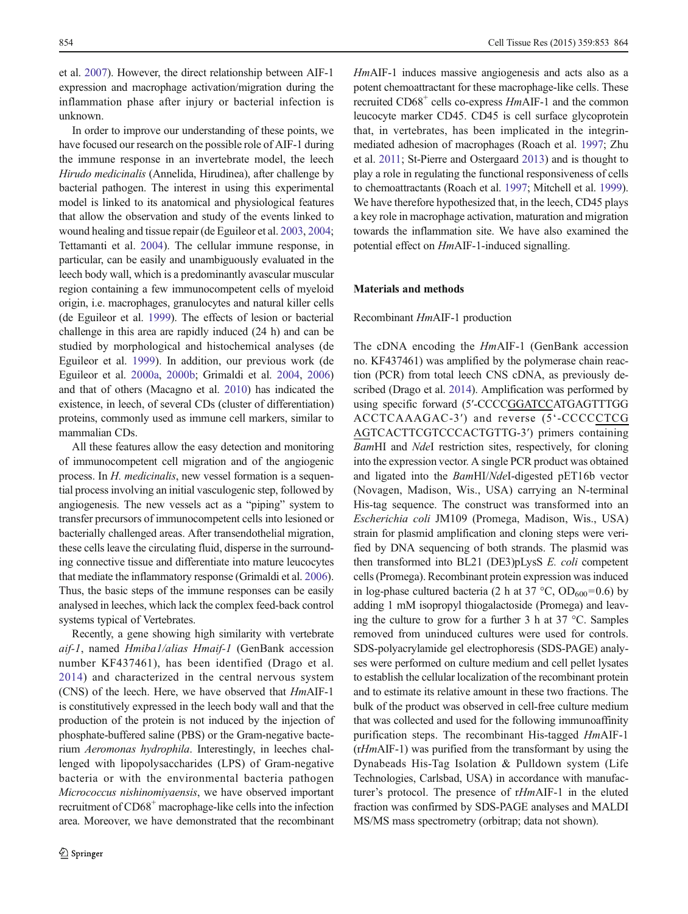et al. 2007). However, the direct relationship between AIF-1 expression and macrophage activation/migration during the inflammation phase after injury or bacterial infection is unknown.

In order to improve our understanding of these points, we have focused our research on the possible role of AIF-1 during the immune response in an invertebrate model, the leech *Hirudo medicinalis* (Annelida, Hirudinea), after challenge by bacterial pathogen. The interest in using this experimental model is linked to its anatomical and physiological features that allow the observation and study of the events linked to wound healing and tissue repair (de Eguileor et al. 2003, 2004; Tettamanti et al. 2004). The cellular immune response, in particular, can be easily and unambiguously evaluated in the leech body wall, which is a predominantly avascular muscular region containing a few immunocompetent cells of myeloid origin, i.e. macrophages, granulocytes and natural killer cells (de Eguileor et al. 1999). The effects of lesion or bacterial challenge in this area are rapidly induced (24 h) and can be studied by morphological and histochemical analyses (de Eguileor et al. 1999). In addition, our previous work (de Eguileor et al. 2000a, 2000b; Grimaldi et al. 2004, 2006) and that of others (Macagno et al. 2010) has indicated the existence, in leech, of several CDs (cluster of differentiation) proteins, commonly used as immune cell markers, similar to mammalian CDs.

All these features allow the easy detection and monitoring of immunocompetent cell migration and of the angiogenic process. In *H. medicinalis*, new vessel formation is a sequential process involving an initial vasculogenic step, followed by angiogenesis. The new vessels act as a "piping" system to transfer precursors of immunocompetent cells into lesioned or bacterially challenged areas. After transendothelial migration, these cells leave the circulating fluid, disperse in the surrounding connective tissue and differentiate into mature leucocytes that mediate the inflammatory response (Grimaldi et al. 2006). Thus, the basic steps of the immune responses can be easily analysed in leeches, which lack the complex feed-back control systems typical of Vertebrates.

Recently, a gene showing high similarity with vertebrate *aif-1*, named *Hmiba1/alias Hmaif-1* (GenBank accession number KF437461), has been identified (Drago et al. 2014) and characterized in the central nervous system (CNS) of the leech. Here, we have observed that *Hm*AIF-1 is constitutively expressed in the leech body wall and that the production of the protein is not induced by the injection of phosphate-buffered saline (PBS) or the Gram-negative bacterium *Aeromonas hydrophila*. Interestingly, in leeches challenged with lipopolysaccharides (LPS) of Gram-negative bacteria or with the environmental bacteria pathogen *Micrococcus nishinomiyaensis*, we have observed important recruitment of CD68$^+$ macrophage-like cells into the infection area. Moreover, we have demonstrated that the recombinant *Hm*AIF-1 induces massive angiogenesis and acts also as a potent chemoattractant for these macrophage-like cells. These recruited CD68$^+$ cells co-express *Hm*AIF-1 and the common leucocyte marker CD45. CD45 is cell surface glycoprotein that, in vertebrates, has been implicated in the integrin-mediated adhesion of macrophages (Roach et al. 1997; Zhu et al. 2011; St-Pierre and Ostergaard 2013) and is thought to play a role in regulating the functional responsiveness of cells to chemoattractants (Roach et al. 1997; Mitchell et al. 1999). We have therefore hypothesized that, in the leech, CD45 plays a key role in macrophage activation, maturation and migration towards the inflammation site. We have also examined the potential effect on *Hm*AIF-1-induced signalling.

## Materials and methods

### Recombinant *Hm*AIF-1 production

The cDNA encoding the *Hm*AIF-1 (GenBank accession no. KF437461) was amplified by the polymerase chain reaction (PCR) from total leech CNS cDNA, as previously described (Drago et al. 2014). Amplification was performed by using specific forward (5′-CCCCGGATCCATGAGTTTGG ACCTCAAAGAC-3′) and reverse (5‘-CCCCCTCG AGTCACTTCGTCCCACTGTTG-3′) primers containing *Bam*HI and *Nde*I restriction sites, respectively, for cloning into the expression vector. A single PCR product was obtained and ligated into the *Bam*HI/*Nde*I-digested pET16b vector (Novagen, Madison, Wis., USA) carrying an N-terminal His-tag sequence. The construct was transformed into an *Escherichia coli* JM109 (Promega, Madison, Wis., USA) strain for plasmid amplification and cloning steps were verified by DNA sequencing of both strands. The plasmid was then transformed into BL21 (DE3)pLysS *E. coli* competent cells (Promega). Recombinant protein expression was induced in log-phase cultured bacteria (2 h at 37 °C, $OD_{600}$=0.6) by adding 1 mM isopropyl thiogalactoside (Promega) and leaving the culture to grow for a further 3 h at 37 °C. Samples removed from uninduced cultures were used for controls. SDS-polyacrylamide gel electrophoresis (SDS-PAGE) analyses were performed on culture medium and cell pellet lysates to establish the cellular localization of the recombinant protein and to estimate its relative amount in these two fractions. The bulk of the product was observed in cell-free culture medium that was collected and used for the following immunoaffinity purification steps. The recombinant His-tagged *Hm*AIF-1 (r*Hm*AIF-1) was purified from the transformant by using the Dynabeads His-Tag Isolation & Pulldown system (Life Technologies, Carlsbad, USA) in accordance with manufacturer's protocol. The presence of r*Hm*AIF-1 in the eluted fraction was confirmed by SDS-PAGE analyses and MALDI MS/MS mass spectrometry (orbitrap; data not shown).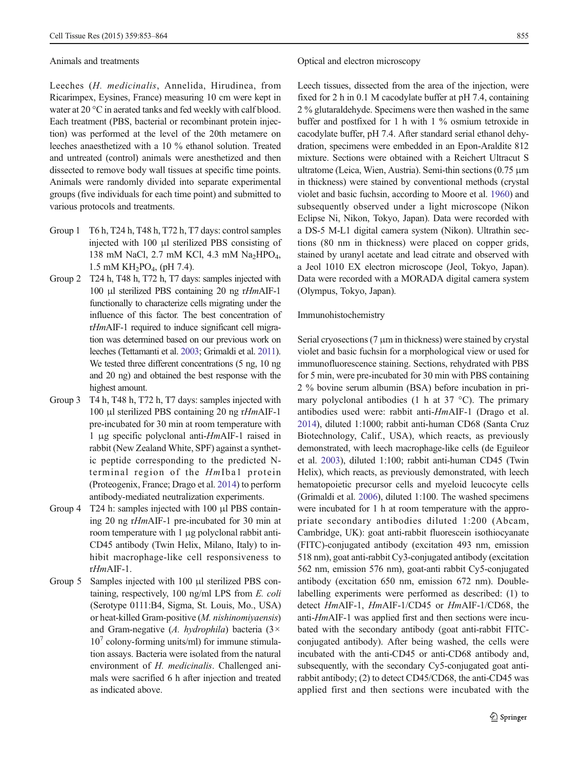### Animals and treatments

Leeches (*H. medicinalis*, Annelida, Hirudinea, from Ricarimpex, Eysines, France) measuring 10 cm were kept in water at 20 °C in aerated tanks and fed weekly with calf blood. Each treatment (PBS, bacterial or recombinant protein injection) was performed at the level of the 20th metamere on leeches anaesthetized with a 10 % ethanol solution. Treated and untreated (control) animals were anesthetized and then dissected to remove body wall tissues at specific time points. Animals were randomly divided into separate experimental groups (five individuals for each time point) and submitted to various protocols and treatments.

- Group 1 T6 h, T24 h, T48 h, T72 h, T7 days: control samples injected with 100 μl sterilized PBS consisting of 138 mM NaCl, 2.7 mM KCl, 4.3 mM $Na_2HPO_4$, 1.5 mM $KH_2PO_4$, (pH 7.4).
- Group 2 T24 h, T48 h, T72 h, T7 days: samples injected with 100 μl sterilized PBS containing 20 ng r*Hm*AIF-1 functionally to characterize cells migrating under the influence of this factor. The best concentration of r*Hm*AIF-1 required to induce significant cell migration was determined based on our previous work on leeches (Tettamanti et al. 2003; Grimaldi et al. 2011). We tested three different concentrations (5 ng, 10 ng and 20 ng) and obtained the best response with the highest amount.
- Group 3 T4 h, T48 h, T72 h, T7 days: samples injected with 100 μl sterilized PBS containing 20 ng r*Hm*AIF-1 pre-incubated for 30 min at room temperature with 1 μg specific polyclonal anti-*Hm*AIF-1 raised in rabbit (New Zealand White, SPF) against a synthetic peptide corresponding to the predicted N-terminal region of the *Hm*Iba1 protein (Proteogenix, France; Drago et al. 2014) to perform antibody-mediated neutralization experiments.
- Group 4 T24 h: samples injected with 100 μl PBS containing 20 ng r*Hm*AIF-1 pre-incubated for 30 min at room temperature with 1 μg polyclonal rabbit anti-CD45 antibody (Twin Helix, Milano, Italy) to inhibit macrophage-like cell responsiveness to r*Hm*AIF-1.
- Group 5 Samples injected with 100 μl sterilized PBS containing, respectively, 100 ng/ml LPS from *E. coli* (Serotype 0111:B4, Sigma, St. Louis, Mo., USA) or heat-killed Gram-positive (*M. nishinomiyaensis*) and Gram-negative (*A. hydrophila*) bacteria ($3\times 10^7$ colony-forming units/ml) for immune stimulation assays. Bacteria were isolated from the natural environment of *H. medicinalis*. Challenged animals were sacrified 6 h after injection and treated as indicated above.

### Optical and electron microscopy

Leech tissues, dissected from the area of the injection, were fixed for 2 h in 0.1 M cacodylate buffer at pH 7.4, containing 2 % glutaraldehyde. Specimens were then washed in the same buffer and postfixed for 1 h with 1 % osmium tetroxide in cacodylate buffer, pH 7.4. After standard serial ethanol dehydration, specimens were embedded in an Epon-Araldite 812 mixture. Sections were obtained with a Reichert Ultracut S ultratome (Leica, Wien, Austria). Semi-thin sections (0.75 μm in thickness) were stained by conventional methods (crystal violet and basic fuchsin, according to Moore et al. 1960) and subsequently observed under a light microscope (Nikon Eclipse Ni, Nikon, Tokyo, Japan). Data were recorded with a DS-5 M-L1 digital camera system (Nikon). Ultrathin sections (80 nm in thickness) were placed on copper grids, stained by uranyl acetate and lead citrate and observed with a Jeol 1010 EX electron microscope (Jeol, Tokyo, Japan). Data were recorded with a MORADA digital camera system (Olympus, Tokyo, Japan).

### Immunohistochemistry

Serial cryosections (7 μm in thickness) were stained by crystal violet and basic fuchsin for a morphological view or used for immunofluorescence staining. Sections, rehydrated with PBS for 5 min, were pre-incubated for 30 min with PBS containing 2 % bovine serum albumin (BSA) before incubation in primary polyclonal antibodies (1 h at 37 °C). The primary antibodies used were: rabbit anti-*Hm*AIF-1 (Drago et al. 2014), diluted 1:1000; rabbit anti-human CD68 (Santa Cruz Biotechnology, Calif., USA), which reacts, as previously demonstrated, with leech macrophage-like cells (de Eguileor et al. 2003), diluted 1:100; rabbit anti-human CD45 (Twin Helix), which reacts, as previously demonstrated, with leech hematopoietic precursor cells and myeloid leucocyte cells (Grimaldi et al. 2006), diluted 1:100. The washed specimens were incubated for 1 h at room temperature with the appropriate secondary antibodies diluted 1:200 (Abcam, Cambridge, UK): goat anti-rabbit fluorescein isothiocyanate (FITC)-conjugated antibody (excitation 493 nm, emission 518 nm), goat anti-rabbit Cy3-conjugated antibody (excitation 562 nm, emission 576 nm), goat-anti rabbit Cy5-conjugated antibody (excitation 650 nm, emission 672 nm). Double-labelling experiments were performed as described: (1) to detect *Hm*AIF-1, *Hm*AIF-1/CD45 or *Hm*AIF-1/CD68, the anti-*Hm*AIF-1 was applied first and then sections were incubated with the secondary antibody (goat anti-rabbit FITC-conjugated antibody). After being washed, the cells were incubated with the anti-CD45 or anti-CD68 antibody and, subsequently, with the secondary Cy5-conjugated goat anti-rabbit antibody; (2) to detect CD45/CD68, the anti-CD45 was applied first and then sections were incubated with the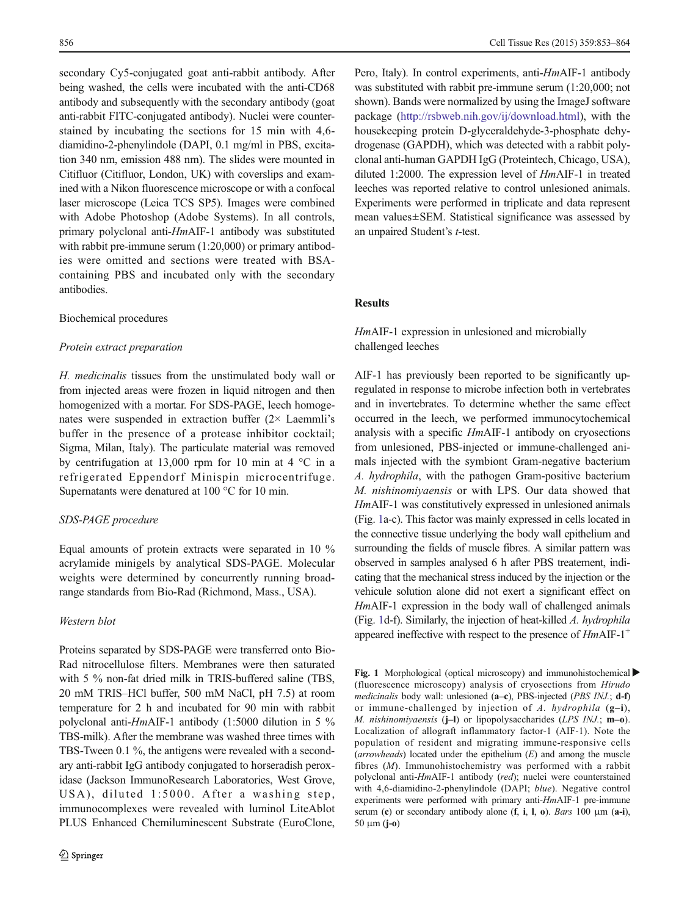secondary Cy5-conjugated goat anti-rabbit antibody. After being washed, the cells were incubated with the anti-CD68 antibody and subsequently with the secondary antibody (goat anti-rabbit FITC-conjugated antibody). Nuclei were counterstained by incubating the sections for 15 min with 4,6-diamidino-2-phenylindole (DAPI, 0.1 mg/ml in PBS, excitation 340 nm, emission 488 nm). The slides were mounted in Citifluor (Citifluor, London, UK) with coverslips and examined with a Nikon fluorescence microscope or with a confocal laser microscope (Leica TCS SP5). Images were combined with Adobe Photoshop (Adobe Systems). In all controls, primary polyclonal anti-*Hm*AIF-1 antibody was substituted with rabbit pre-immune serum (1:20,000) or primary antibodies were omitted and sections were treated with BSA-containing PBS and incubated only with the secondary antibodies.

## Biochemical procedures

### *Protein extract preparation*

*H. medicinalis* tissues from the unstimulated body wall or from injected areas were frozen in liquid nitrogen and then homogenized with a mortar. For SDS-PAGE, leech homogenates were suspended in extraction buffer (2× Laemmli's buffer in the presence of a protease inhibitor cocktail; Sigma, Milan, Italy). The particulate material was removed by centrifugation at 13,000 rpm for 10 min at 4 °C in a refrigerated Eppendorf Minispin microcentrifuge. Supernatants were denatured at 100 °C for 10 min.

### *SDS-PAGE procedure*

Equal amounts of protein extracts were separated in 10 % acrylamide minigels by analytical SDS-PAGE. Molecular weights were determined by concurrently running broad-range standards from Bio-Rad (Richmond, Mass., USA).

### *Western blot*

Proteins separated by SDS-PAGE were transferred onto Bio-Rad nitrocellulose filters. Membranes were then saturated with 5 % non-fat dried milk in TRIS-buffered saline (TBS, 20 mM TRIS–HCl buffer, 500 mM NaCl, pH 7.5) at room temperature for 2 h and incubated for 90 min with rabbit polyclonal anti-*Hm*AIF-1 antibody (1:5000 dilution in 5 % TBS-milk). After the membrane was washed three times with TBS-Tween 0.1 %, the antigens were revealed with a secondary anti-rabbit IgG antibody conjugated to horseradish peroxidase (Jackson ImmunoResearch Laboratories, West Grove, USA), diluted 1:5000. After a washing step, immunocomplexes were revealed with luminol LiteAblot PLUS Enhanced Chemiluminescent Substrate (EuroClone, Pero, Italy). In control experiments, anti-*Hm*AIF-1 antibody was substituted with rabbit pre-immune serum (1:20,000; not shown). Bands were normalized by using the ImageJ software package (http://rsbweb.nih.gov/ij/download.html), with the housekeeping protein D-glyceraldehyde-3-phosphate dehydrogenase (GAPDH), which was detected with a rabbit polyclonal anti-human GAPDH IgG (Proteintech, Chicago, USA), diluted 1:2000. The expression level of *Hm*AIF-1 in treated leeches was reported relative to control unlesioned animals. Experiments were performed in triplicate and data represent mean values±SEM. Statistical significance was assessed by an unpaired Student's *t*-test.

# Results

## *Hm*AIF-1 expression in unlesioned and microbially challenged leeches

AIF-1 has previously been reported to be significantly up-regulated in response to microbe infection both in vertebrates and in invertebrates. To determine whether the same effect occurred in the leech, we performed immunocytochemical analysis with a specific *Hm*AIF-1 antibody on cryosections from unlesioned, PBS-injected or immune-challenged animals injected with the symbiont Gram-negative bacterium *A. hydrophila*, with the pathogen Gram-positive bacterium *M. nishinomiyaensis* or with LPS. Our data showed that *Hm*AIF-1 was constitutively expressed in unlesioned animals (Fig. 1a-c). This factor was mainly expressed in cells located in the connective tissue underlying the body wall epithelium and surrounding the fields of muscle fibres. A similar pattern was observed in samples analysed 6 h after PBS treatement, indicating that the mechanical stress induced by the injection or the vehicule solution alone did not exert a significant effect on *Hm*AIF-1 expression in the body wall of challenged animals (Fig. 1d-f). Similarly, the injection of heat-killed *A. hydrophila* appeared ineffective with respect to the presence of *Hm*AIF-1$^+$

**Fig. 1** Morphological (optical microscopy) and immunohistochemical (fluorescence microscopy) analysis of cryosections from *Hirudo medicinalis* body wall: unlesioned (**a–c**), PBS-injected (*PBS INJ.*; **d-f**) or immune-challenged by injection of *A. hydrophila* (**g–i**), *M. nishinomiyaensis* (**j–l**) or lipopolysaccharides (*LPS INJ.*; **m–o**). Localization of allograft inflammatory factor-1 (AIF-1). Note the population of resident and migrating immune-responsive cells (*arrowheads*) located under the epithelium (*E*) and among the muscle fibres (*M*). Immunohistochemistry was performed with a rabbit polyclonal anti-*Hm*AIF-1 antibody (*red*); nuclei were counterstained with 4,6-diamidino-2-phenylindole (DAPI; *blue*). Negative control experiments were performed with primary anti-*Hm*AIF-1 pre-immune serum (**c**) or secondary antibody alone (**f**, **i**, **l**, **o**). *Bars* 100 μm (**a-i**), 50 μm (**j-o**)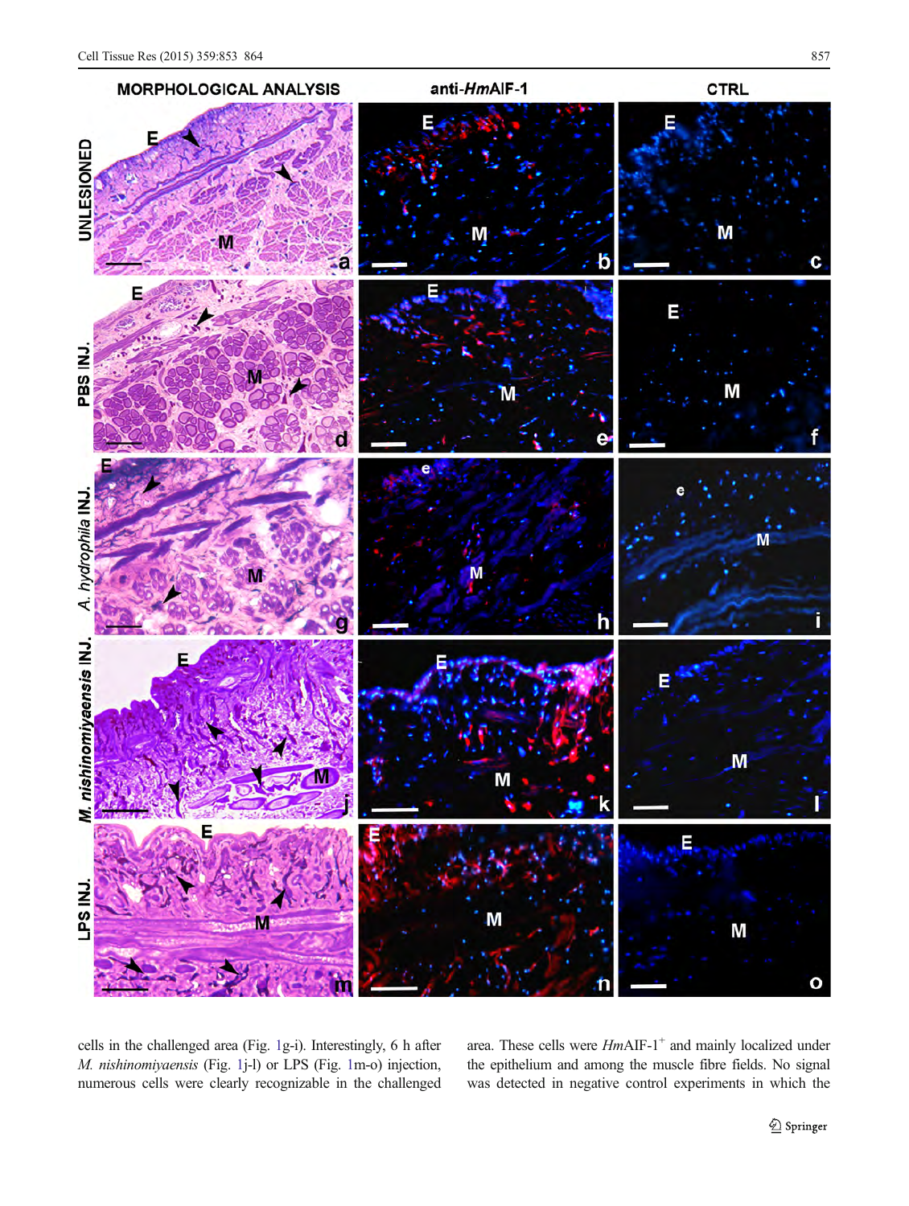cells in the challenged area (Fig. 1g-i). Interestingly, 6 h after *M. nishinomiyaensis* (Fig. 1j-l) or LPS (Fig. 1m-o) injection, numerous cells were clearly recognizable in the challenged area. These cells were *Hm*AIF-1$^{+}$ and mainly localized under the epithelium and among the muscle fibre fields. No signal was detected in negative control experiments in which the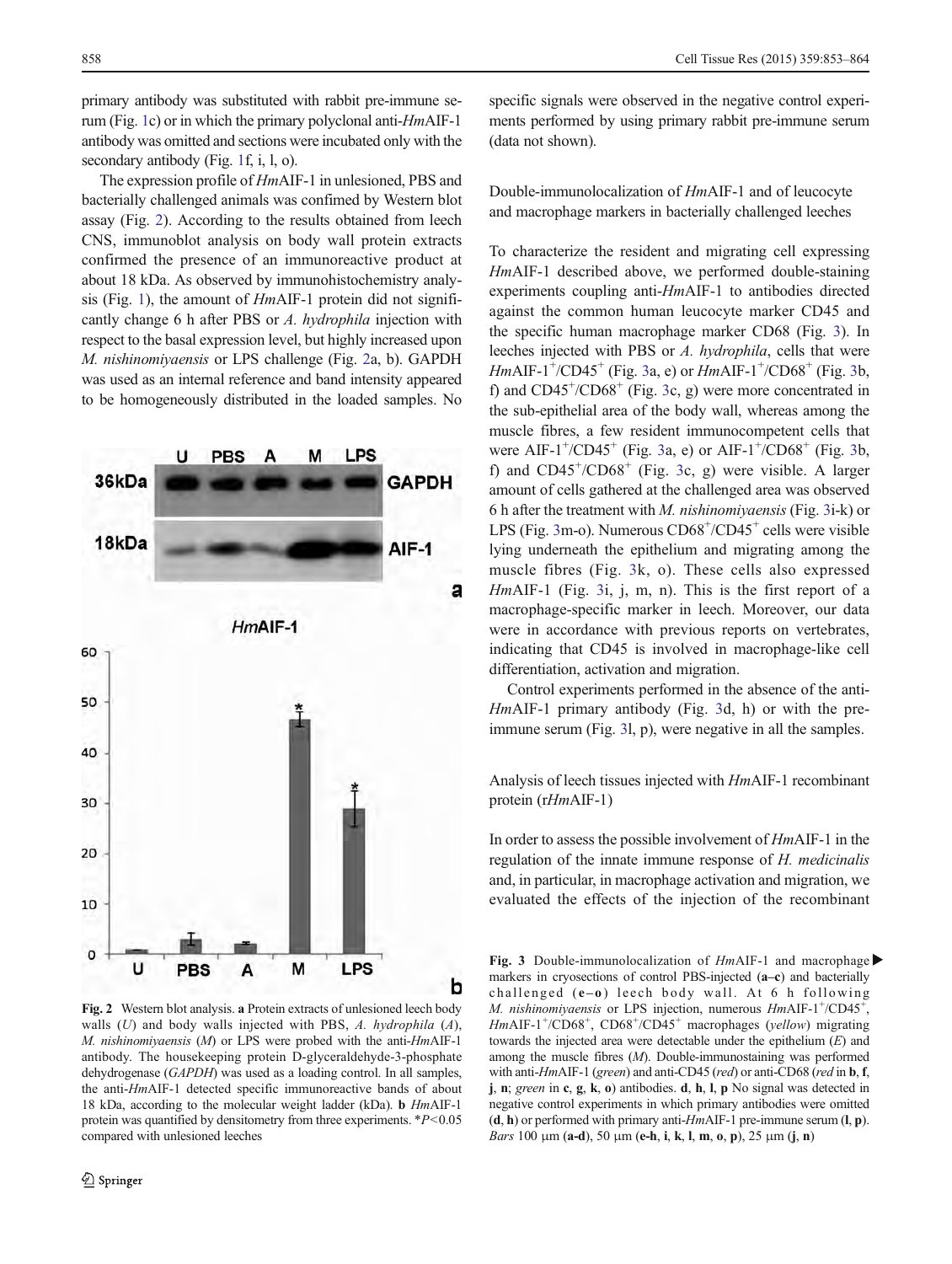primary antibody was substituted with rabbit pre-immune serum (Fig. 1c) or in which the primary polyclonal anti-*Hm*AIF-1 antibody was omitted and sections were incubated only with the secondary antibody (Fig. 1f, i, l, o).

The expression profile of *Hm*AIF-1 in unlesioned, PBS and bacterially challenged animals was confimed by Western blot assay (Fig. 2). According to the results obtained from leech CNS, immunoblot analysis on body wall protein extracts confirmed the presence of an immunoreactive product at about 18 kDa. As observed by immunohistochemistry analysis (Fig. 1), the amount of *Hm*AIF-1 protein did not significantly change 6 h after PBS or *A. hydrophila* injection with respect to the basal expression level, but highly increased upon *M. nishinomiyaensis* or LPS challenge (Fig. 2a, b). GAPDH was used as an internal reference and band intensity appeared to be homogeneously distributed in the loaded samples. No specific signals were observed in the negative control experiments performed by using primary rabbit pre-immune serum (data not shown).

**Fig. 2** Western blot analysis. **a** Protein extracts of unlesioned leech body walls (*U*) and body walls injected with PBS, *A. hydrophila* (*A*), *M. nishinomiyaensis* (*M*) or LPS were probed with the anti-*Hm*AIF-1 antibody. The housekeeping protein D-glyceraldehyde-3-phosphate dehydrogenase (*GAPDH*) was used as a loading control. In all samples, the anti-*Hm*AIF-1 detected specific immunoreactive bands of about 18 kDa, according to the molecular weight ladder (kDa). **b** *Hm*AIF-1 protein was quantified by densitometry from three experiments. *$P<0.05$ compared with unlesioned leeches

### Double-immunolocalization of *Hm*AIF-1 and of leucocyte and macrophage markers in bacterially challenged leeches

To characterize the resident and migrating cell expressing *Hm*AIF-1 described above, we performed double-staining experiments coupling anti-*Hm*AIF-1 to antibodies directed against the common human leucocyte marker CD45 and the specific human macrophage marker CD68 (Fig. 3). In leeches injected with PBS or *A. hydrophila*, cells that were *Hm*AIF-$1^+$/CD$45^+$ (Fig. 3a, e) or *Hm*AIF-$1^+$/CD$68^+$ (Fig. 3b, f) and CD$45^+$/CD$68^+$ (Fig. 3c, g) were more concentrated in the sub-epithelial area of the body wall, whereas among the muscle fibres, a few resident immunocompetent cells that were AIF-$1^+$/CD$45^+$ (Fig. 3a, e) or AIF-$1^+$/CD$68^+$ (Fig. 3b, f) and CD$45^+$/CD$68^+$ (Fig. 3c, g) were visible. A larger amount of cells gathered at the challenged area was observed 6 h after the treatment with *M. nishinomiyaensis* (Fig. 3i-k) or LPS (Fig. 3m-o). Numerous CD$68^+$/CD$45^+$ cells were visible lying underneath the epithelium and migrating among the muscle fibres (Fig. 3k, o). These cells also expressed *Hm*AIF-1 (Fig. 3i, j, m, n). This is the first report of a macrophage-specific marker in leech. Moreover, our data were in accordance with previous reports on vertebrates, indicating that CD45 is involved in macrophage-like cell differentiation, activation and migration.

Control experiments performed in the absence of the anti-*Hm*AIF-1 primary antibody (Fig. 3d, h) or with the pre-immune serum (Fig. 3l, p), were negative in all the samples.

### Analysis of leech tissues injected with *Hm*AIF-1 recombinant protein (r*Hm*AIF-1)

In order to assess the possible involvement of *Hm*AIF-1 in the regulation of the innate immune response of *H. medicinalis* and, in particular, in macrophage activation and migration, we evaluated the effects of the injection of the recombinant

**Fig. 3** Double-immunolocalization of *Hm*AIF-1 and macrophage markers in cryosections of control PBS-injected (**a–c**) and bacterially challenged (**e–o**) leech body wall. At 6 h following *M. nishinomiyaensis* or LPS injection, numerous *Hm*AIF-$1^+$/CD$45^+$, *Hm*AIF-$1^+$/CD$68^+$, CD$68^+$/CD$45^+$ macrophages (*yellow*) migrating towards the injected area were detectable under the epithelium (*E*) and among the muscle fibres (*M*). Double-immunostaining was performed with anti-*Hm*AIF-1 (*green*) and anti-CD45 (*red*) or anti-CD68 (*red* in **b**, **f**, **j**, **n**; *green* in **c**, **g**, **k**, **o**) antibodies. **d**, **h**, **l**, **p** No signal was detected in negative control experiments in which primary antibodies were omitted (**d**, **h**) or performed with primary anti-*Hm*AIF-1 pre-immune serum (**l**, **p**). *Bars* 100 μm (**a-d**), 50 μm (**e-h**, **i**, **k**, **l**, **m**, **o**, **p**), 25 μm (**j**, **n**)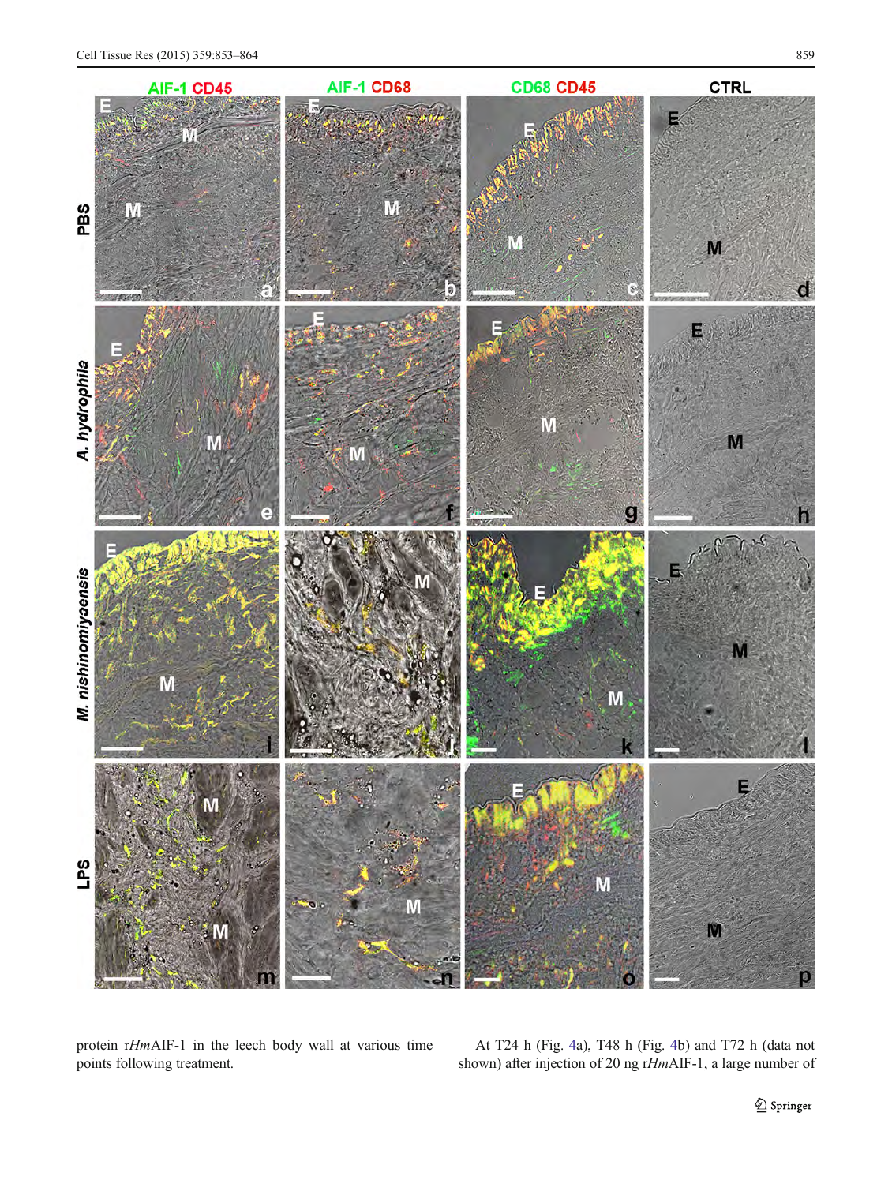protein r*Hm*AIF-1 in the leech body wall at various time points following treatment.

At T24 h (Fig. 4a), T48 h (Fig. 4b) and T72 h (data not shown) after injection of 20 ng r*Hm*AIF-1, a large number of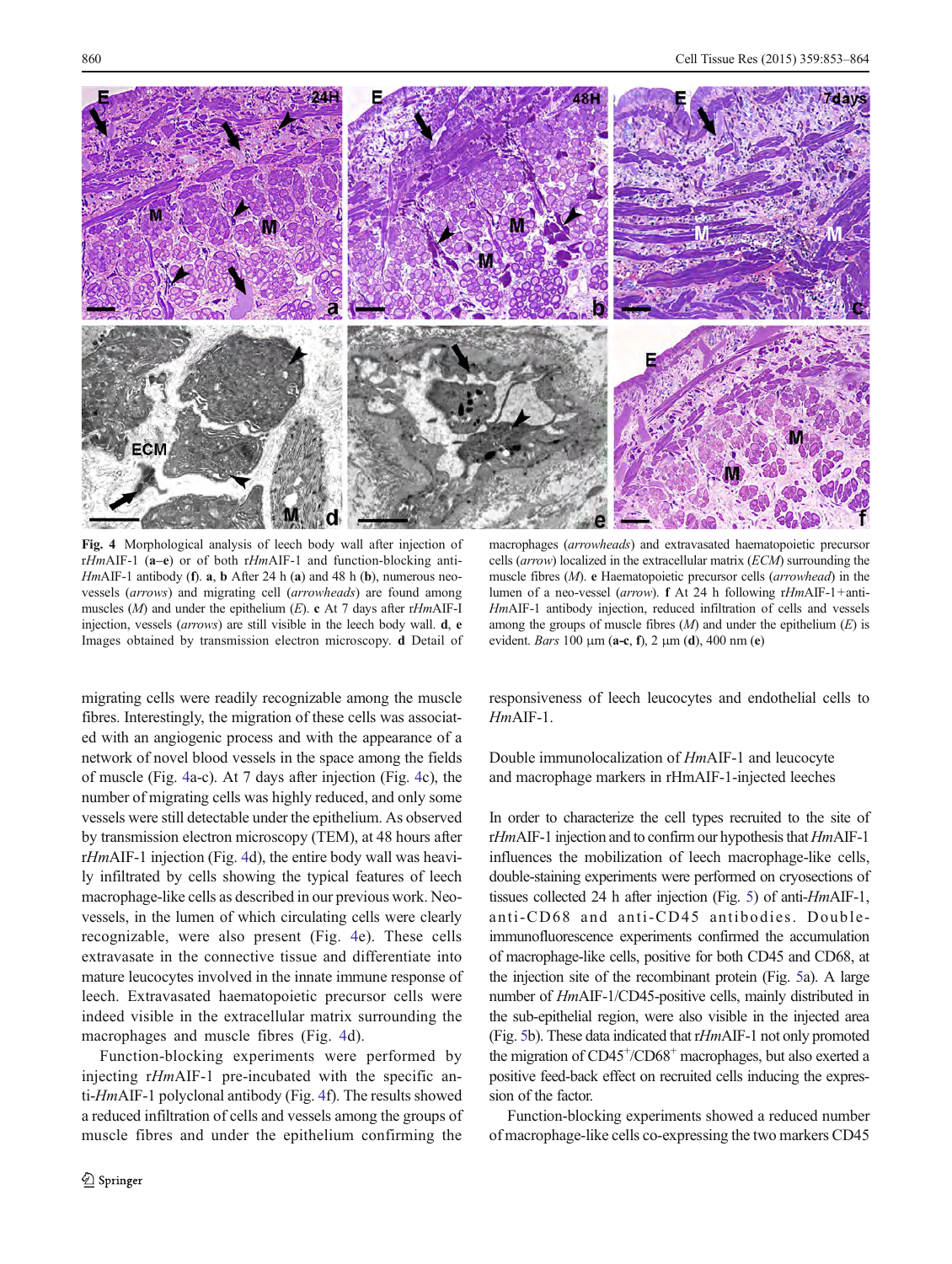**Fig. 4** Morphological analysis of leech body wall after injection of r*Hm*AIF-1 (**a–e**) or of both r*Hm*AIF-1 and function-blocking anti-*Hm*AIF-1 antibody (**f**). **a**, **b** After 24 h (**a**) and 48 h (**b**), numerous neo-vessels (*arrows*) and migrating cell (*arrowheads*) are found among muscles (*M*) and under the epithelium (*E*). **c** At 7 days after r*Hm*AIF-I injection, vessels (*arrows*) are still visible in the leech body wall. **d**, **e** Images obtained by transmission electron microscopy. **d** Detail of macrophages (*arrowheads*) and extravasated haematopoietic precursor cells (*arrow*) localized in the extracellular matrix (*ECM*) surrounding the muscle fibres (*M*). **e** Haematopoietic precursor cells (*arrowhead*) in the lumen of a neo-vessel (*arrow*). **f** At 24 h following r*Hm*AIF-1+anti-*Hm*AIF-1 antibody injection, reduced infiltration of cells and vessels among the groups of muscle fibres (*M*) and under the epithelium (*E*) is evident. *Bars* 100 μm (**a-c**, **f**), 2 μm (**d**), 400 nm (**e**)

migrating cells were readily recognizable among the muscle fibres. Interestingly, the migration of these cells was associated with an angiogenic process and with the appearance of a network of novel blood vessels in the space among the fields of muscle (Fig. 4a-c). At 7 days after injection (Fig. 4c), the number of migrating cells was highly reduced, and only some vessels were still detectable under the epithelium. As observed by transmission electron microscopy (TEM), at 48 hours after r*Hm*AIF-1 injection (Fig. 4d), the entire body wall was heavily infiltrated by cells showing the typical features of leech macrophage-like cells as described in our previous work. Neo-vessels, in the lumen of which circulating cells were clearly recognizable, were also present (Fig. 4e). These cells extravasate in the connective tissue and differentiate into mature leucocytes involved in the innate immune response of leech. Extravasated haematopoietic precursor cells were indeed visible in the extracellular matrix surrounding the macrophages and muscle fibres (Fig. 4d).

Function-blocking experiments were performed by injecting r*Hm*AIF-1 pre-incubated with the specific anti-*Hm*AIF-1 polyclonal antibody (Fig. 4f). The results showed a reduced infiltration of cells and vessels among the groups of muscle fibres and under the epithelium confirming the responsiveness of leech leucocytes and endothelial cells to *Hm*AIF-1.

## Double immunolocalization of *Hm*AIF-1 and leucocyte and macrophage markers in rHmAIF-1-injected leeches

In order to characterize the cell types recruited to the site of r*Hm*AIF-1 injection and to confirm our hypothesis that *Hm*AIF-1 influences the mobilization of leech macrophage-like cells, double-staining experiments were performed on cryosections of tissues collected 24 h after injection (Fig. 5) of anti-*Hm*AIF-1, anti-CD68 and anti-CD45 antibodies. Double-immunofluorescence experiments confirmed the accumulation of macrophage-like cells, positive for both CD45 and CD68, at the injection site of the recombinant protein (Fig. 5a). A large number of *Hm*AIF-1/CD45-positive cells, mainly distributed in the sub-epithelial region, were also visible in the injected area (Fig. 5b). These data indicated that r*Hm*AIF-1 not only promoted the migration of $CD45^+$/$CD68^+$ macrophages, but also exerted a positive feed-back effect on recruited cells inducing the expression of the factor.

Function-blocking experiments showed a reduced number of macrophage-like cells co-expressing the two markers CD45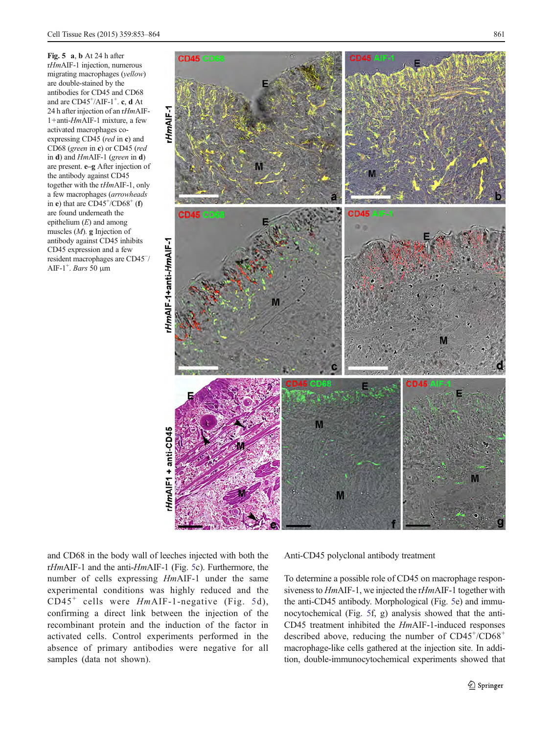**Fig. 5** **a**, **b** At 24 h after r*Hm*AIF-1 injection, numerous migrating macrophages (*yellow*) are double-stained by the antibodies for CD45 and CD68 and are CD45$^+$/AIF-1$^+$. **c**, **d** At 24 h after injection of an r*Hm*AIF-1+anti-*Hm*AIF-1 mixture, a few activated macrophages co-expressing CD45 (*red* in **c**) and CD68 (*green* in **c**) or CD45 (*red* in **d**) and *Hm*AIF-1 (*green* in **d**) are present. **e–g** After injection of the antibody against CD45 together with the r*Hm*AIF-1, only a few macrophages (*arrowheads* in **e**) that are CD45$^+$/CD68$^+$ (**f**) are found underneath the epithelium (*E*) and among muscles (*M*). **g** Injection of antibody against CD45 inhibits CD45 expression and a few resident macrophages are CD45$^-$/AIF-1$^+$. *Bars* 50 µm

and CD68 in the body wall of leeches injected with both the r*Hm*AIF-1 and the anti-*Hm*AIF-1 (Fig. 5c). Furthermore, the number of cells expressing *Hm*AIF-1 under the same experimental conditions was highly reduced and the CD45$^+$ cells were *Hm*AIF-1-negative (Fig. 5d), confirming a direct link between the injection of the recombinant protein and the induction of the factor in activated cells. Control experiments performed in the absence of primary antibodies were negative for all samples (data not shown).

Anti-CD45 polyclonal antibody treatment

To determine a possible role of CD45 on macrophage responsiveness to *Hm*AIF-1, we injected the r*Hm*AIF-1 together with the anti-CD45 antibody. Morphological (Fig. 5e) and immunocytochemical (Fig. 5f, g) analysis showed that the anti-CD45 treatment inhibited the *Hm*AIF-1-induced responses described above, reducing the number of CD45$^+$/CD68$^+$ macrophage-like cells gathered at the injection site. In addition, double-immunocytochemical experiments showed that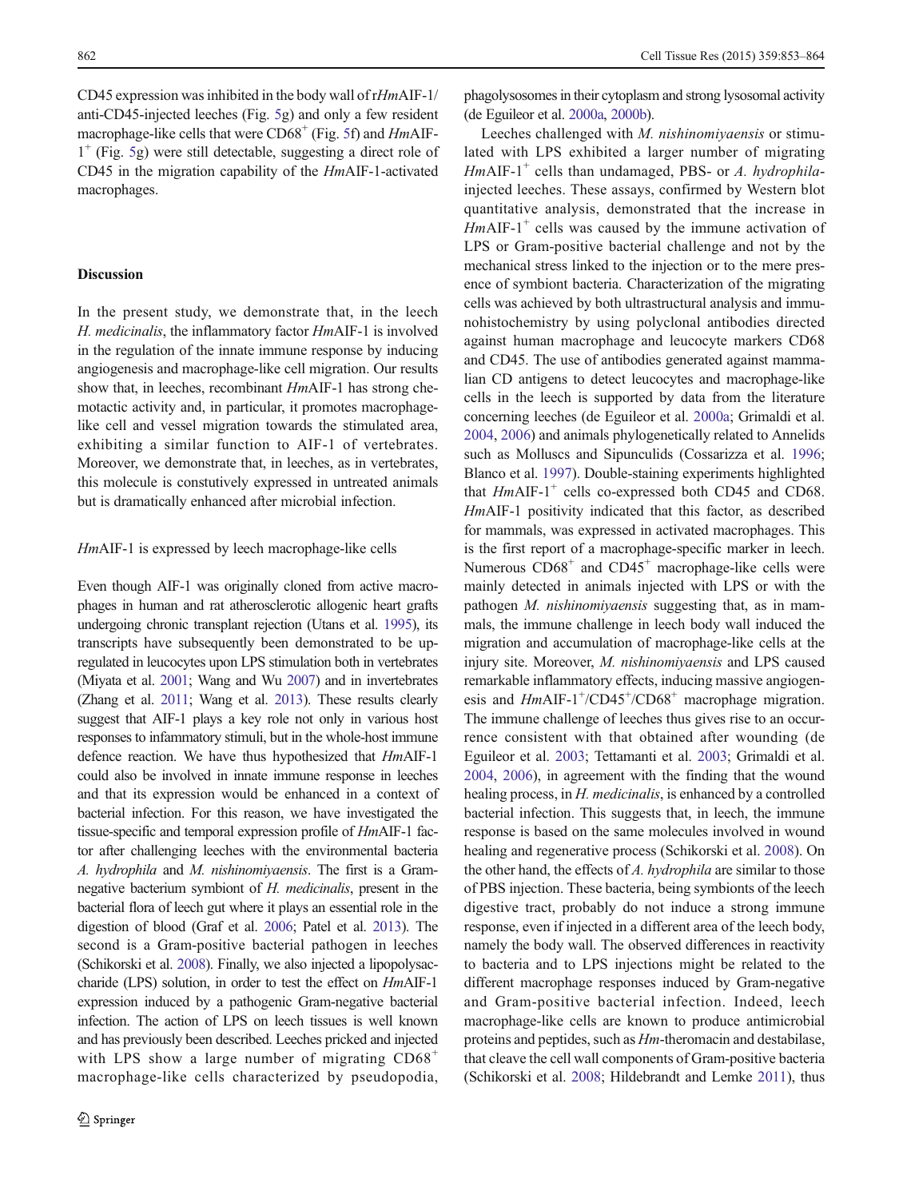CD45 expression was inhibited in the body wall of r*Hm*AIF-1/anti-CD45-injected leeches (Fig. 5g) and only a few resident macrophage-like cells that were CD68[+] (Fig. 5f) and *Hm*AIF-1[+] (Fig. 5g) were still detectable, suggesting a direct role of CD45 in the migration capability of the *Hm*AIF-1-activated macrophages.

## Discussion

In the present study, we demonstrate that, in the leech *H. medicinalis*, the inflammatory factor *Hm*AIF-1 is involved in the regulation of the innate immune response by inducing angiogenesis and macrophage-like cell migration. Our results show that, in leeches, recombinant *Hm*AIF-1 has strong chemotactic activity and, in particular, it promotes macrophage-like cell and vessel migration towards the stimulated area, exhibiting a similar function to AIF-1 of vertebrates. Moreover, we demonstrate that, in leeches, as in vertebrates, this molecule is constutively expressed in untreated animals but is dramatically enhanced after microbial infection.

### *Hm*AIF-1 is expressed by leech macrophage-like cells

Even though AIF-1 was originally cloned from active macrophages in human and rat atherosclerotic allogenic heart grafts undergoing chronic transplant rejection (Utans et al. 1995), its transcripts have subsequently been demonstrated to be up-regulated in leucocytes upon LPS stimulation both in vertebrates (Miyata et al. 2001; Wang and Wu 2007) and in invertebrates (Zhang et al. 2011; Wang et al. 2013). These results clearly suggest that AIF-1 plays a key role not only in various host responses to infammatory stimuli, but in the whole-host immune defence reaction. We have thus hypothesized that *Hm*AIF-1 could also be involved in innate immune response in leeches and that its expression would be enhanced in a context of bacterial infection. For this reason, we have investigated the tissue-specific and temporal expression profile of *Hm*AIF-1 factor after challenging leeches with the environmental bacteria *A. hydrophila* and *M. nishinomiyaensis*. The first is a Gram-negative bacterium symbiont of *H. medicinalis*, present in the bacterial flora of leech gut where it plays an essential role in the digestion of blood (Graf et al. 2006; Patel et al. 2013). The second is a Gram-positive bacterial pathogen in leeches (Schikorski et al. 2008). Finally, we also injected a lipopolysaccharide (LPS) solution, in order to test the effect on *Hm*AIF-1 expression induced by a pathogenic Gram-negative bacterial infection. The action of LPS on leech tissues is well known and has previously been described. Leeches pricked and injected with LPS show a large number of migrating CD68[+] macrophage-like cells characterized by pseudopodia, phagolysosomes in their cytoplasm and strong lysosomal activity (de Eguileor et al. 2000a, 2000b).

Leeches challenged with *M. nishinomiyaensis* or stimulated with LPS exhibited a larger number of migrating *Hm*AIF-1[+] cells than undamaged, PBS- or *A. hydrophila*-injected leeches. These assays, confirmed by Western blot quantitative analysis, demonstrated that the increase in *Hm*AIF-1[+] cells was caused by the immune activation of LPS or Gram-positive bacterial challenge and not by the mechanical stress linked to the injection or to the mere presence of symbiont bacteria. Characterization of the migrating cells was achieved by both ultrastructural analysis and immunohistochemistry by using polyclonal antibodies directed against human macrophage and leucocyte markers CD68 and CD45. The use of antibodies generated against mammalian CD antigens to detect leucocytes and macrophage-like cells in the leech is supported by data from the literature concerning leeches (de Eguileor et al. 2000a; Grimaldi et al. 2004, 2006) and animals phylogenetically related to Annelids such as Molluscs and Sipunculids (Cossarizza et al. 1996; Blanco et al. 1997). Double-staining experiments highlighted that *Hm*AIF-1[+] cells co-expressed both CD45 and CD68. *Hm*AIF-1 positivity indicated that this factor, as described for mammals, was expressed in activated macrophages. This is the first report of a macrophage-specific marker in leech. Numerous CD68[+] and CD45[+] macrophage-like cells were mainly detected in animals injected with LPS or with the pathogen *M. nishinomiyaensis* suggesting that, as in mammals, the immune challenge in leech body wall induced the migration and accumulation of macrophage-like cells at the injury site. Moreover, *M. nishinomiyaensis* and LPS caused remarkable inflammatory effects, inducing massive angiogenesis and *Hm*AIF-1[+]/CD45[+]/CD68[+] macrophage migration. The immune challenge of leeches thus gives rise to an occurrence consistent with that obtained after wounding (de Eguileor et al. 2003; Tettamanti et al. 2003; Grimaldi et al. 2004, 2006), in agreement with the finding that the wound healing process, in *H. medicinalis*, is enhanced by a controlled bacterial infection. This suggests that, in leech, the immune response is based on the same molecules involved in wound healing and regenerative process (Schikorski et al. 2008). On the other hand, the effects of *A. hydrophila* are similar to those of PBS injection. These bacteria, being symbionts of the leech digestive tract, probably do not induce a strong immune response, even if injected in a different area of the leech body, namely the body wall. The observed differences in reactivity to bacteria and to LPS injections might be related to the different macrophage responses induced by Gram-negative and Gram-positive bacterial infection. Indeed, leech macrophage-like cells are known to produce antimicrobial proteins and peptides, such as *Hm*-theromacin and destabilase, that cleave the cell wall components of Gram-positive bacteria (Schikorski et al. 2008; Hildebrandt and Lemke 2011), thus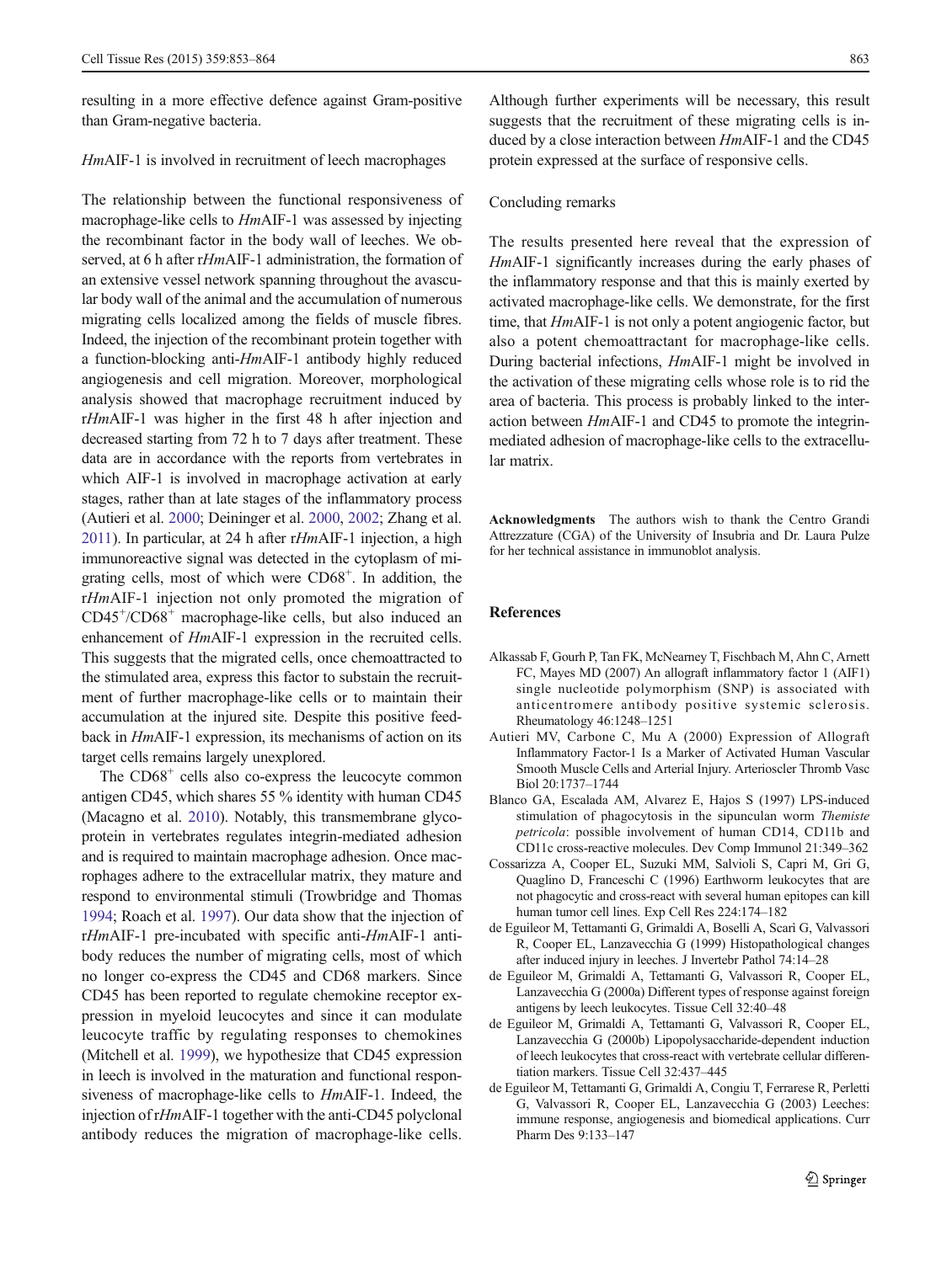resulting in a more effective defence against Gram-positive than Gram-negative bacteria.

### *Hm*AIF-1 is involved in recruitment of leech macrophages

The relationship between the functional responsiveness of macrophage-like cells to *Hm*AIF-1 was assessed by injecting the recombinant factor in the body wall of leeches. We observed, at 6 h after r*Hm*AIF-1 administration, the formation of an extensive vessel network spanning throughout the avascular body wall of the animal and the accumulation of numerous migrating cells localized among the fields of muscle fibres. Indeed, the injection of the recombinant protein together with a function-blocking anti-*Hm*AIF-1 antibody highly reduced angiogenesis and cell migration. Moreover, morphological analysis showed that macrophage recruitment induced by r*Hm*AIF-1 was higher in the first 48 h after injection and decreased starting from 72 h to 7 days after treatment. These data are in accordance with the reports from vertebrates in which AIF-1 is involved in macrophage activation at early stages, rather than at late stages of the inflammatory process (Autieri et al. 2000; Deininger et al. 2000, 2002; Zhang et al. 2011). In particular, at 24 h after r*Hm*AIF-1 injection, a high immunoreactive signal was detected in the cytoplasm of migrating cells, most of which were CD68$^+$. In addition, the r*Hm*AIF-1 injection not only promoted the migration of CD45$^+$/CD68$^+$ macrophage-like cells, but also induced an enhancement of *Hm*AIF-1 expression in the recruited cells. This suggests that the migrated cells, once chemoattracted to the stimulated area, express this factor to substain the recruitment of further macrophage-like cells or to maintain their accumulation at the injured site. Despite this positive feedback in *Hm*AIF-1 expression, its mechanisms of action on its target cells remains largely unexplored.

The CD68$^+$ cells also co-express the leucocyte common antigen CD45, which shares 55 % identity with human CD45 (Macagno et al. 2010). Notably, this transmembrane glycoprotein in vertebrates regulates integrin-mediated adhesion and is required to maintain macrophage adhesion. Once macrophages adhere to the extracellular matrix, they mature and respond to environmental stimuli (Trowbridge and Thomas 1994; Roach et al. 1997). Our data show that the injection of r*Hm*AIF-1 pre-incubated with specific anti-*Hm*AIF-1 antibody reduces the number of migrating cells, most of which no longer co-express the CD45 and CD68 markers. Since CD45 has been reported to regulate chemokine receptor expression in myeloid leucocytes and since it can modulate leucocyte traffic by regulating responses to chemokines (Mitchell et al. 1999), we hypothesize that CD45 expression in leech is involved in the maturation and functional responsiveness of macrophage-like cells to *Hm*AIF-1. Indeed, the injection of r*Hm*AIF-1 together with the anti-CD45 polyclonal antibody reduces the migration of macrophage-like cells. Although further experiments will be necessary, this result suggests that the recruitment of these migrating cells is induced by a close interaction between *Hm*AIF-1 and the CD45 protein expressed at the surface of responsive cells.

## Concluding remarks

The results presented here reveal that the expression of *Hm*AIF-1 significantly increases during the early phases of the inflammatory response and that this is mainly exerted by activated macrophage-like cells. We demonstrate, for the first time, that *Hm*AIF-1 is not only a potent angiogenic factor, but also a potent chemoattractant for macrophage-like cells. During bacterial infections, *Hm*AIF-1 might be involved in the activation of these migrating cells whose role is to rid the area of bacteria. This process is probably linked to the interaction between *Hm*AIF-1 and CD45 to promote the integrin-mediated adhesion of macrophage-like cells to the extracellular matrix.

**Acknowledgments** The authors wish to thank the Centro Grandi Attrezzature (CGA) of the University of Insubria and Dr. Laura Pulze for her technical assistance in immunoblot analysis.

## References

- Alkassab F, Gourh P, Tan FK, McNearney T, Fischbach M, Ahn C, Arnett FC, Mayes MD (2007) An allograft inflammatory factor 1 (AIF1) single nucleotide polymorphism (SNP) is associated with anticentromere antibody positive systemic sclerosis. Rheumatology 46:1248–1251
- Autieri MV, Carbone C, Mu A (2000) Expression of Allograft Inflammatory Factor-1 Is a Marker of Activated Human Vascular Smooth Muscle Cells and Arterial Injury. Arterioscler Thromb Vasc Biol 20:1737–1744
- Blanco GA, Escalada AM, Alvarez E, Hajos S (1997) LPS-induced stimulation of phagocytosis in the sipunculan worm *Themiste petricola*: possible involvement of human CD14, CD11b and CD11c cross-reactive molecules. Dev Comp Immunol 21:349–362
- Cossarizza A, Cooper EL, Suzuki MM, Salvioli S, Capri M, Gri G, Quaglino D, Franceschi C (1996) Earthworm leukocytes that are not phagocytic and cross-react with several human epitopes can kill human tumor cell lines. Exp Cell Res 224:174–182
- de Eguileor M, Tettamanti G, Grimaldi A, Boselli A, Scarì G, Valvassori R, Cooper EL, Lanzavecchia G (1999) Histopathological changes after induced injury in leeches. J Invertebr Pathol 74:14–28
- de Eguileor M, Grimaldi A, Tettamanti G, Valvassori R, Cooper EL, Lanzavecchia G (2000a) Different types of response against foreign antigens by leech leukocytes. Tissue Cell 32:40–48
- de Eguileor M, Grimaldi A, Tettamanti G, Valvassori R, Cooper EL, Lanzavecchia G (2000b) Lipopolysaccharide-dependent induction of leech leukocytes that cross-react with vertebrate cellular differentiation markers. Tissue Cell 32:437–445
- de Eguileor M, Tettamanti G, Grimaldi A, Congiu T, Ferrarese R, Perletti G, Valvassori R, Cooper EL, Lanzavecchia G (2003) Leeches: immune response, angiogenesis and biomedical applications. Curr Pharm Des 9:133–147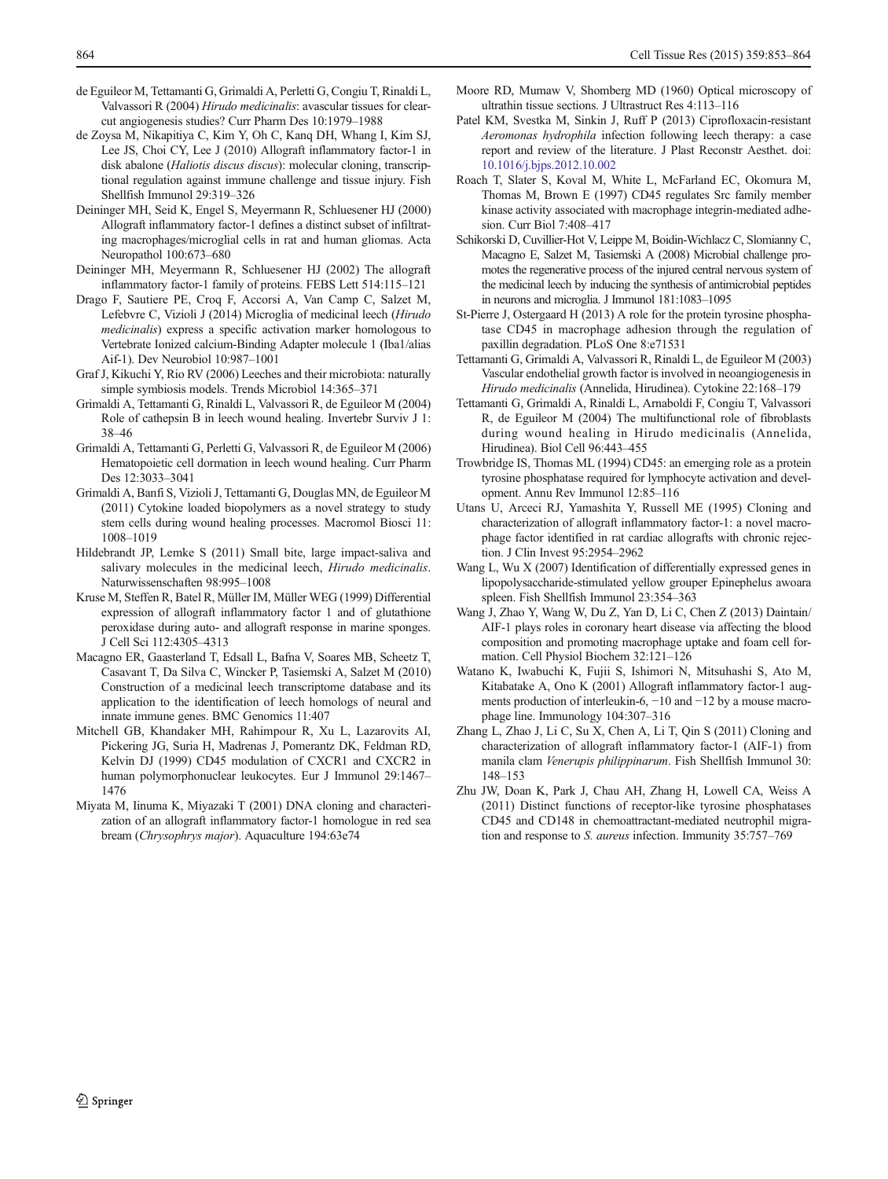de Eguileor M, Tettamanti G, Grimaldi A, Perletti G, Congiu T, Rinaldi L, Valvassori R (2004) *Hirudo medicinalis*: avascular tissues for clear-cut angiogenesis studies? Curr Pharm Des 10:1979–1988

de Zoysa M, Nikapitiya C, Kim Y, Oh C, Kanq DH, Whang I, Kim SJ, Lee JS, Choi CY, Lee J (2010) Allograft inflammatory factor-1 in disk abalone (*Haliotis discus discus*): molecular cloning, transcriptional regulation against immune challenge and tissue injury. Fish Shellfish Immunol 29:319–326

Deininger MH, Seid K, Engel S, Meyermann R, Schluesener HJ (2000) Allograft inflammatory factor-1 defines a distinct subset of infiltrating macrophages/microglial cells in rat and human gliomas. Acta Neuropathol 100:673–680

Deininger MH, Meyermann R, Schluesener HJ (2002) The allograft inflammatory factor-1 family of proteins. FEBS Lett 514:115–121

Drago F, Sautiere PE, Croq F, Accorsi A, Van Camp C, Salzet M, Lefebvre C, Vizioli J (2014) Microglia of medicinal leech (*Hirudo medicinalis*) express a specific activation marker homologous to Vertebrate Ionized calcium-Binding Adapter molecule 1 (Iba1/alias Aif-1). Dev Neurobiol 10:987–1001

Graf J, Kikuchi Y, Rio RV (2006) Leeches and their microbiota: naturally simple symbiosis models. Trends Microbiol 14:365–371

Grimaldi A, Tettamanti G, Rinaldi L, Valvassori R, de Eguileor M (2004) Role of cathepsin B in leech wound healing. Invertebr Surviv J 1: 38–46

Grimaldi A, Tettamanti G, Perletti G, Valvassori R, de Eguileor M (2006) Hematopoietic cell dormation in leech wound healing. Curr Pharm Des 12:3033–3041

Grimaldi A, Banfi S, Vizioli J, Tettamanti G, Douglas MN, de Eguileor M (2011) Cytokine loaded biopolymers as a novel strategy to study stem cells during wound healing processes. Macromol Biosci 11: 1008–1019

Hildebrandt JP, Lemke S (2011) Small bite, large impact-saliva and salivary molecules in the medicinal leech, *Hirudo medicinalis*. Naturwissenschaften 98:995–1008

Kruse M, Steffen R, Batel R, Müller IM, Müller WEG (1999) Differential expression of allograft inflammatory factor 1 and of glutathione peroxidase during auto- and allograft response in marine sponges. J Cell Sci 112:4305–4313

Macagno ER, Gaasterland T, Edsall L, Bafna V, Soares MB, Scheetz T, Casavant T, Da Silva C, Wincker P, Tasiemski A, Salzet M (2010) Construction of a medicinal leech transcriptome database and its application to the identification of leech homologs of neural and innate immune genes. BMC Genomics 11:407

Mitchell GB, Khandaker MH, Rahimpour R, Xu L, Lazarovits AI, Pickering JG, Suria H, Madrenas J, Pomerantz DK, Feldman RD, Kelvin DJ (1999) CD45 modulation of CXCR1 and CXCR2 in human polymorphonuclear leukocytes. Eur J Immunol 29:1467–1476

Miyata M, Iinuma K, Miyazaki T (2001) DNA cloning and characterization of an allograft inflammatory factor-1 homologue in red sea bream (*Chrysophrys major*). Aquaculture 194:63e74

Moore RD, Mumaw V, Shomberg MD (1960) Optical microscopy of ultrathin tissue sections. J Ultrastruct Res 4:113–116

Patel KM, Svestka M, Sinkin J, Ruff P (2013) Ciprofloxacin-resistant *Aeromonas hydrophila* infection following leech therapy: a case report and review of the literature. J Plast Reconstr Aesthet. doi: 10.1016/j.bjps.2012.10.002

Roach T, Slater S, Koval M, White L, McFarland EC, Okumura M, Thomas M, Brown E (1997) CD45 regulates Src family member kinase activity associated with macrophage integrin-mediated adhesion. Curr Biol 7:408–417

Schikorski D, Cuvillier-Hot V, Leippe M, Boidin-Wichlacz C, Slomianny C, Macagno E, Salzet M, Tasiemski A (2008) Microbial challenge promotes the regenerative process of the injured central nervous system of the medicinal leech by inducing the synthesis of antimicrobial peptides in neurons and microglia. J Immunol 181:1083–1095

St-Pierre J, Ostergaard H (2013) A role for the protein tyrosine phosphatase CD45 in macrophage adhesion through the regulation of paxillin degradation. PLoS One 8:e71531

Tettamanti G, Grimaldi A, Valvassori R, Rinaldi L, de Eguileor M (2003) Vascular endothelial growth factor is involved in neoangiogenesis in *Hirudo medicinalis* (Annelida, Hirudinea). Cytokine 22:168–179

Tettamanti G, Grimaldi A, Rinaldi L, Arnaboldi F, Congiu T, Valvassori R, de Eguileor M (2004) The multifunctional role of fibroblasts during wound healing in Hirudo medicinalis (Annelida, Hirudinea). Biol Cell 96:443–455

Trowbridge IS, Thomas ML (1994) CD45: an emerging role as a protein tyrosine phosphatase required for lymphocyte activation and development. Annu Rev Immunol 12:85–116

Utans U, Arceci RJ, Yamashita Y, Russell ME (1995) Cloning and characterization of allograft inflammatory factor-1: a novel macrophage factor identified in rat cardiac allografts with chronic rejection. J Clin Invest 95:2954–2962

Wang L, Wu X (2007) Identification of differentially expressed genes in lipopolysaccharide-stimulated yellow grouper Epinephelus awoara spleen. Fish Shellfish Immunol 23:354–363

Wang J, Zhao Y, Wang W, Du Z, Yan D, Li C, Chen Z (2013) Daintain/AIF-1 plays roles in coronary heart disease via affecting the blood composition and promoting macrophage uptake and foam cell formation. Cell Physiol Biochem 32:121–126

Watano K, Iwabuchi K, Fujii S, Ishimori N, Mitsuhashi S, Ato M, Kitabatake A, Ono K (2001) Allograft inflammatory factor-1 augments production of interleukin-6, −10 and −12 by a mouse macrophage line. Immunology 104:307–316

Zhang L, Zhao J, Li C, Su X, Chen A, Li T, Qin S (2011) Cloning and characterization of allograft inflammatory factor-1 (AIF-1) from manila clam *Venerupis philippinarum*. Fish Shellfish Immunol 30: 148–153

Zhu JW, Doan K, Park J, Chau AH, Zhang H, Lowell CA, Weiss A (2011) Distinct functions of receptor-like tyrosine phosphatases CD45 and CD148 in chemoattractant-mediated neutrophil migration and response to *S. aureus* infection. Immunity 35:757–769